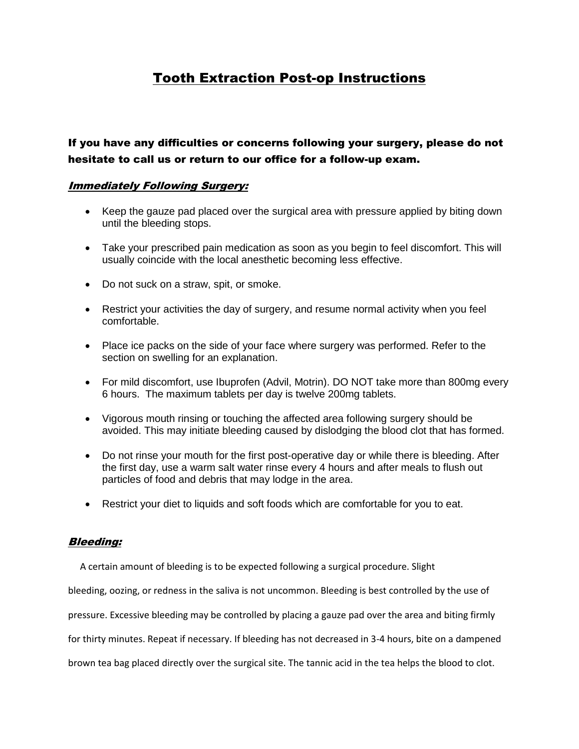# Tooth Extraction Post-op Instructions

**If you have any difficulties or concerns following your surgery, please do not hesitate to call us or return to our office for a follow-up exam.**

## ***Immediately Following Surgery:***

- Keep the gauze pad placed over the surgical area with pressure applied by biting down until the bleeding stops.
- Take your prescribed pain medication as soon as you begin to feel discomfort. This will usually coincide with the local anesthetic becoming less effective.
- Do not suck on a straw, spit, or smoke.
- Restrict your activities the day of surgery, and resume normal activity when you feel comfortable.
- Place ice packs on the side of your face where surgery was performed. Refer to the section on swelling for an explanation.
- For mild discomfort, use Ibuprofen (Advil, Motrin). DO NOT take more than 800mg every 6 hours. The maximum tablets per day is twelve 200mg tablets.
- Vigorous mouth rinsing or touching the affected area following surgery should be avoided. This may initiate bleeding caused by dislodging the blood clot that has formed.
- Do not rinse your mouth for the first post-operative day or while there is bleeding. After the first day, use a warm salt water rinse every 4 hours and after meals to flush out particles of food and debris that may lodge in the area.
- Restrict your diet to liquids and soft foods which are comfortable for you to eat.

## ***Bleeding:***

A certain amount of bleeding is to be expected following a surgical procedure. Slight bleeding, oozing, or redness in the saliva is not uncommon. Bleeding is best controlled by the use of pressure. Excessive bleeding may be controlled by placing a gauze pad over the area and biting firmly for thirty minutes. Repeat if necessary. If bleeding has not decreased in 3-4 hours, bite on a dampened brown tea bag placed directly over the surgical site. The tannic acid in the tea helps the blood to clot.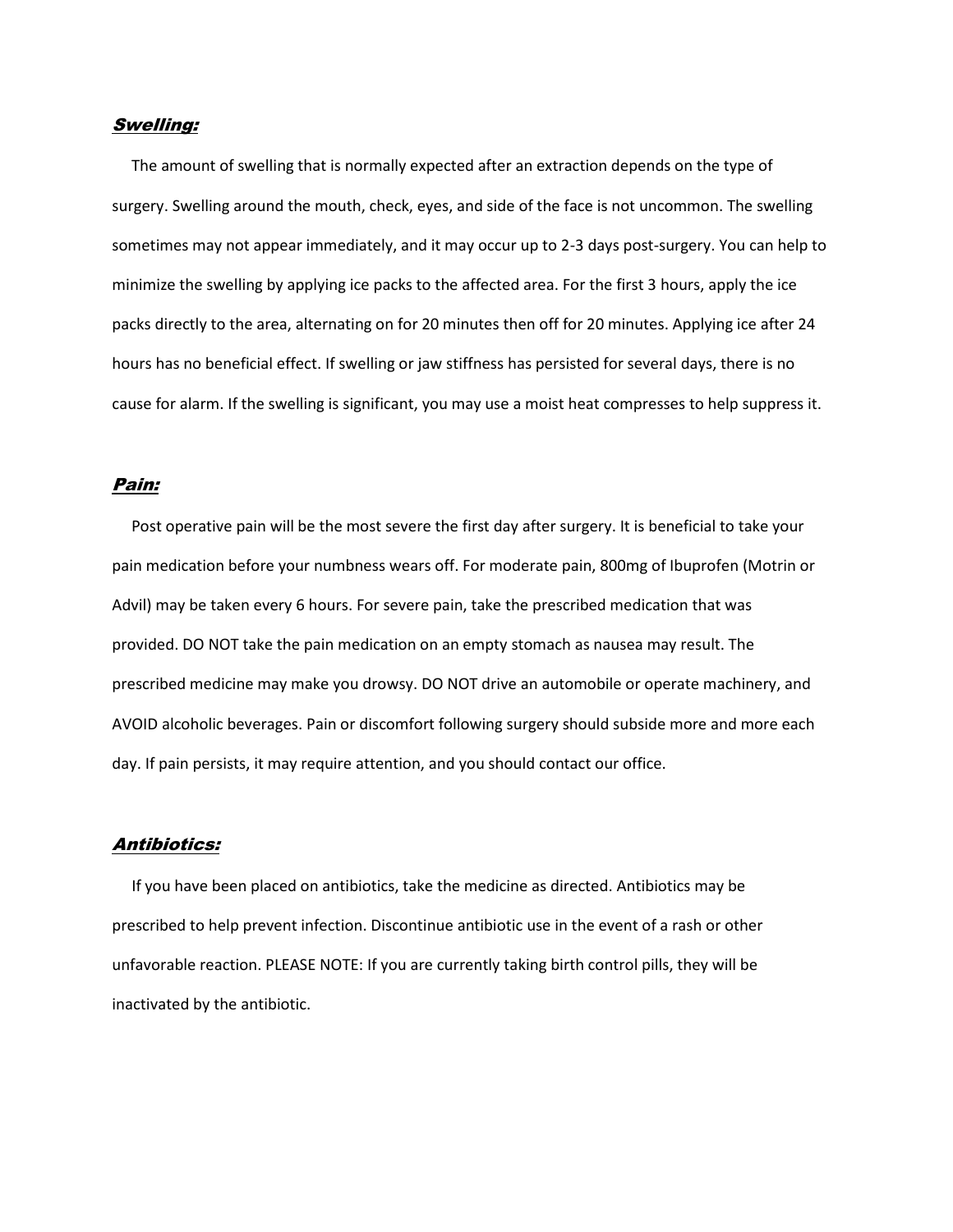## ***Swelling:***

The amount of swelling that is normally expected after an extraction depends on the type of surgery. Swelling around the mouth, check, eyes, and side of the face is not uncommon. The swelling sometimes may not appear immediately, and it may occur up to 2-3 days post-surgery. You can help to minimize the swelling by applying ice packs to the affected area. For the first 3 hours, apply the ice packs directly to the area, alternating on for 20 minutes then off for 20 minutes. Applying ice after 24 hours has no beneficial effect. If swelling or jaw stiffness has persisted for several days, there is no cause for alarm. If the swelling is significant, you may use a moist heat compresses to help suppress it.

## ***Pain:***

Post operative pain will be the most severe the first day after surgery. It is beneficial to take your pain medication before your numbness wears off. For moderate pain, 800mg of Ibuprofen (Motrin or Advil) may be taken every 6 hours. For severe pain, take the prescribed medication that was provided. DO NOT take the pain medication on an empty stomach as nausea may result. The prescribed medicine may make you drowsy. DO NOT drive an automobile or operate machinery, and AVOID alcoholic beverages. Pain or discomfort following surgery should subside more and more each day. If pain persists, it may require attention, and you should contact our office.

## ***Antibiotics:***

If you have been placed on antibiotics, take the medicine as directed. Antibiotics may be prescribed to help prevent infection. Discontinue antibiotic use in the event of a rash or other unfavorable reaction. PLEASE NOTE: If you are currently taking birth control pills, they will be inactivated by the antibiotic.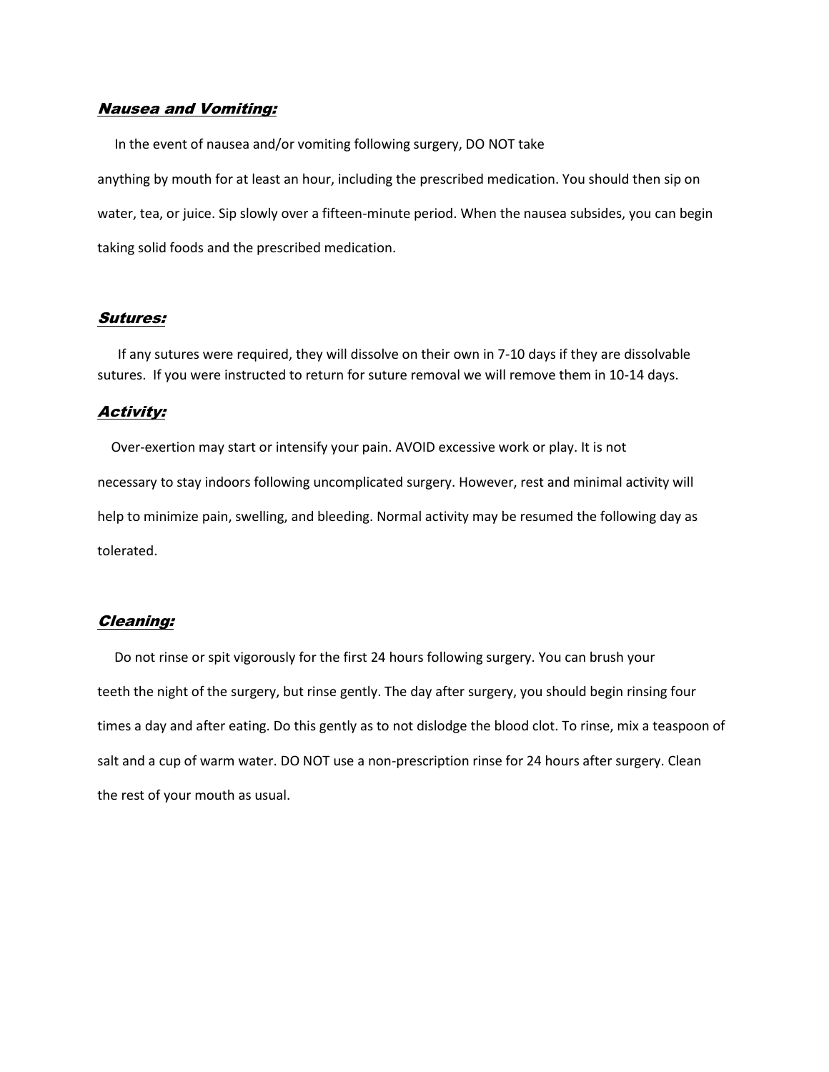## ***Nausea and Vomiting:***

In the event of nausea and/or vomiting following surgery, DO NOT take anything by mouth for at least an hour, including the prescribed medication. You should then sip on water, tea, or juice. Sip slowly over a fifteen-minute period. When the nausea subsides, you can begin taking solid foods and the prescribed medication.

## ***Sutures:***

If any sutures were required, they will dissolve on their own in 7-10 days if they are dissolvable sutures. If you were instructed to return for suture removal we will remove them in 10-14 days.

## ***Activity:***

Over-exertion may start or intensify your pain. AVOID excessive work or play. It is not necessary to stay indoors following uncomplicated surgery. However, rest and minimal activity will help to minimize pain, swelling, and bleeding. Normal activity may be resumed the following day as tolerated.

## ***Cleaning:***

Do not rinse or spit vigorously for the first 24 hours following surgery. You can brush your teeth the night of the surgery, but rinse gently. The day after surgery, you should begin rinsing four times a day and after eating. Do this gently as to not dislodge the blood clot. To rinse, mix a teaspoon of salt and a cup of warm water. DO NOT use a non-prescription rinse for 24 hours after surgery. Clean the rest of your mouth as usual.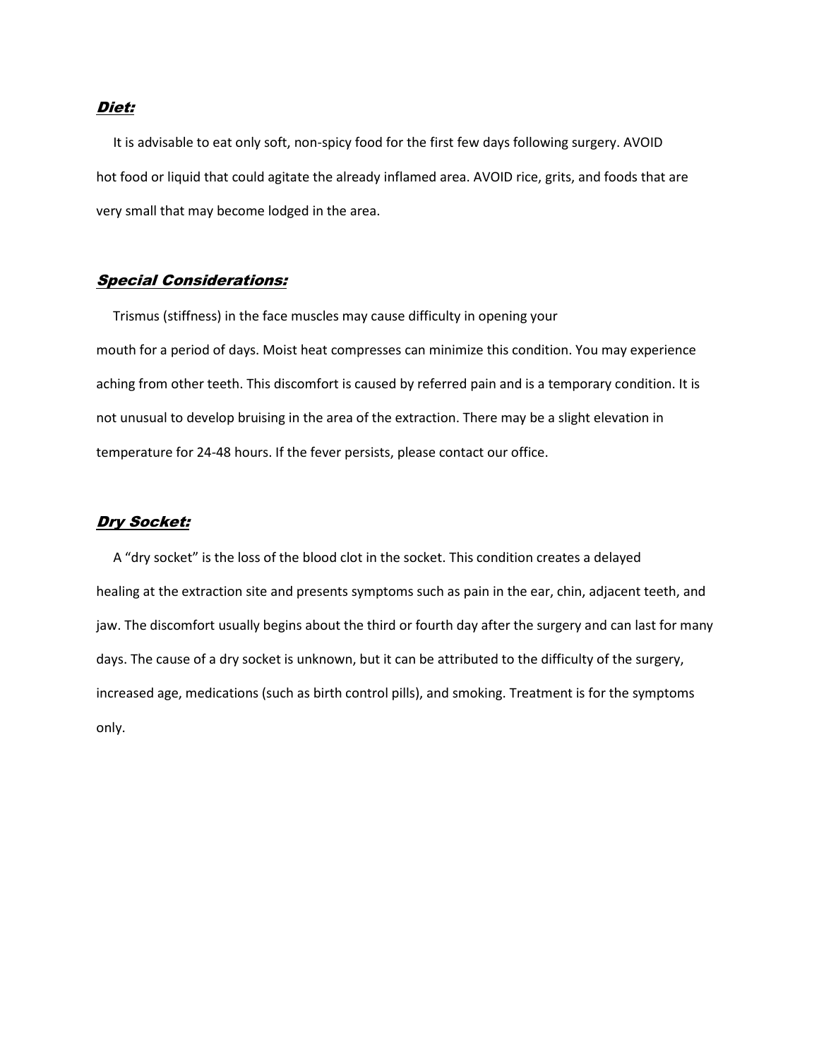## ***Diet:***

It is advisable to eat only soft, non-spicy food for the first few days following surgery. AVOID hot food or liquid that could agitate the already inflamed area. AVOID rice, grits, and foods that are very small that may become lodged in the area.

## ***Special Considerations:***

Trismus (stiffness) in the face muscles may cause difficulty in opening your mouth for a period of days. Moist heat compresses can minimize this condition. You may experience aching from other teeth. This discomfort is caused by referred pain and is a temporary condition. It is not unusual to develop bruising in the area of the extraction. There may be a slight elevation in temperature for 24-48 hours. If the fever persists, please contact our office.

## ***Dry Socket:***

A "dry socket" is the loss of the blood clot in the socket. This condition creates a delayed healing at the extraction site and presents symptoms such as pain in the ear, chin, adjacent teeth, and jaw. The discomfort usually begins about the third or fourth day after the surgery and can last for many days. The cause of a dry socket is unknown, but it can be attributed to the difficulty of the surgery, increased age, medications (such as birth control pills), and smoking. Treatment is for the symptoms only.